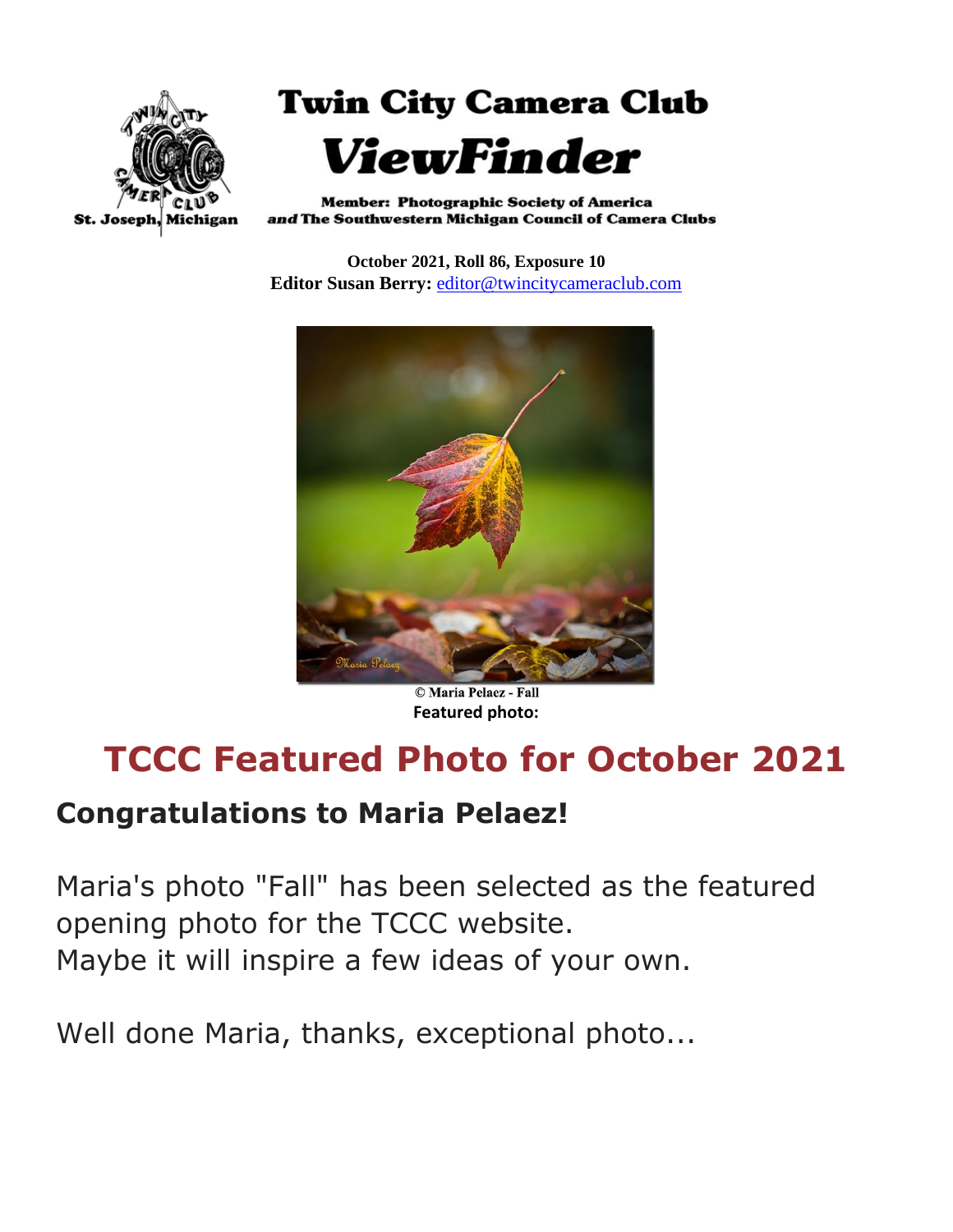# Twin City Camera Club

# *ViewFinder*

St. Joseph, Michigan

**Member: Photographic Society of America**
***and* The Southwestern Michigan Council of Camera Clubs**

**October 2021, Roll 86, Exposure 10**
**Editor Susan Berry:** editor@twincitycameraclub.com

© Maria Pelaez - Fall
**Featured photo:**

## TCCC Featured Photo for October 2021

### Congratulations to Maria Pelaez!

Maria's photo "Fall" has been selected as the featured opening photo for the TCCC website.
Maybe it will inspire a few ideas of your own.

Well done Maria, thanks, exceptional photo...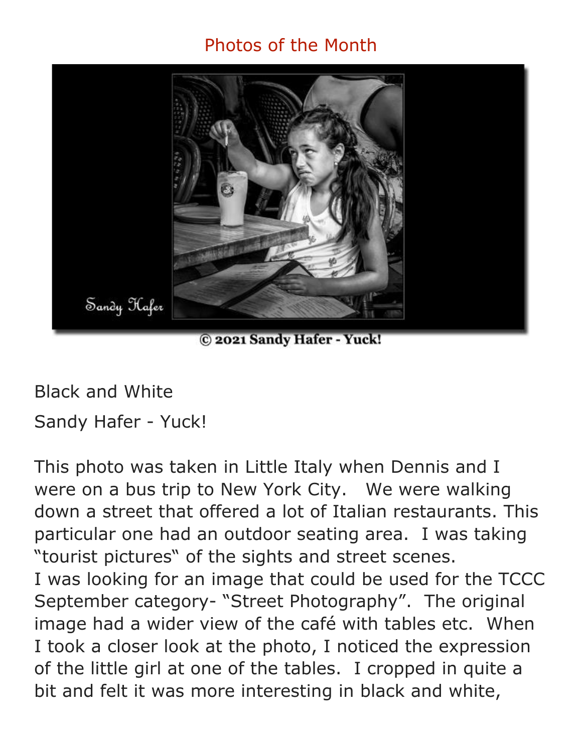# Photos of the Month

© 2021 Sandy Hafer - Yuck!

Black and White

Sandy Hafer - Yuck!

This photo was taken in Little Italy when Dennis and I were on a bus trip to New York City. We were walking down a street that offered a lot of Italian restaurants. This particular one had an outdoor seating area. I was taking "tourist pictures" of the sights and street scenes. I was looking for an image that could be used for the TCCC September category- "Street Photography". The original image had a wider view of the café with tables etc. When I took a closer look at the photo, I noticed the expression of the little girl at one of the tables. I cropped in quite a bit and felt it was more interesting in black and white,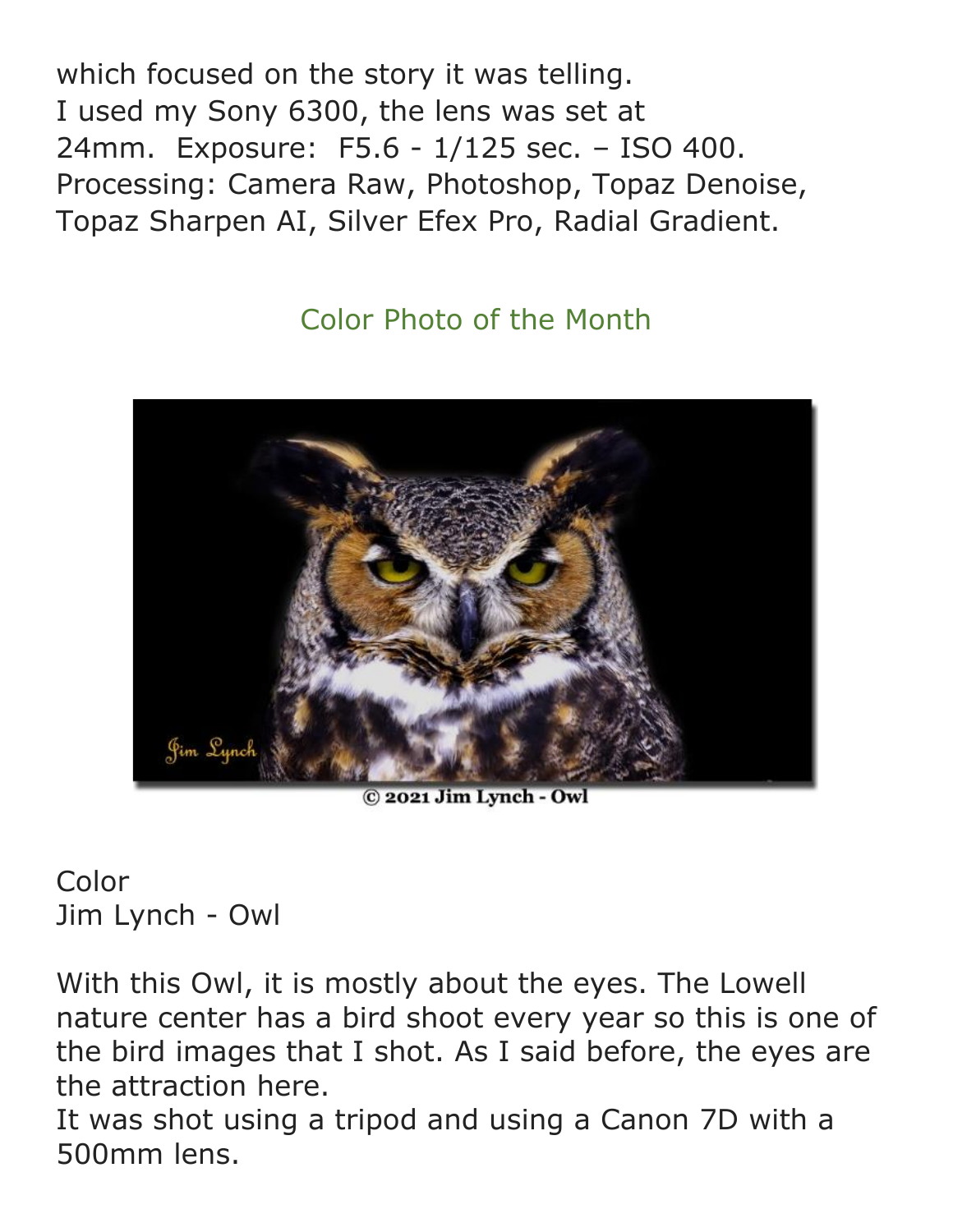which focused on the story it was telling.
I used my Sony 6300, the lens was set at 24mm. Exposure: F5.6 - 1/125 sec. – ISO 400.
Processing: Camera Raw, Photoshop, Topaz Denoise, Topaz Sharpen AI, Silver Efex Pro, Radial Gradient.

## Color Photo of the Month

© 2021 Jim Lynch - Owl

Color
Jim Lynch - Owl

With this Owl, it is mostly about the eyes. The Lowell nature center has a bird shoot every year so this is one of the bird images that I shot. As I said before, the eyes are the attraction here.
It was shot using a tripod and using a Canon 7D with a 500mm lens.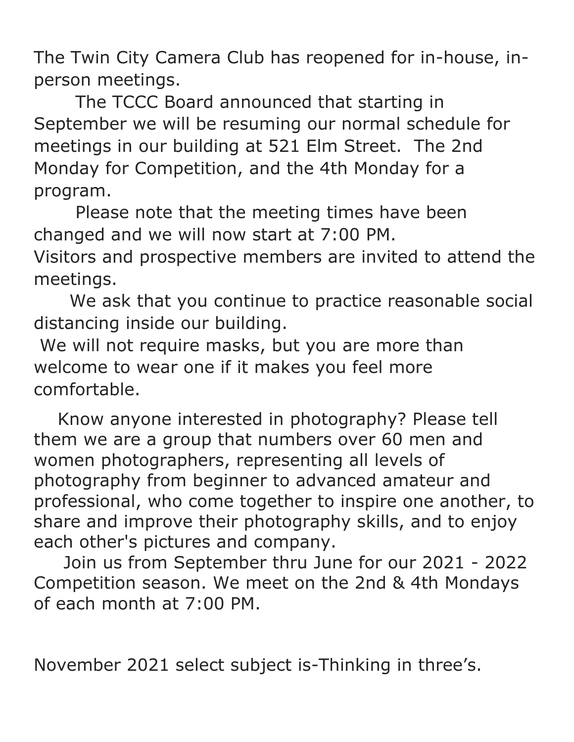The Twin City Camera Club has reopened for in-house, in-person meetings.

The TCCC Board announced that starting in September we will be resuming our normal schedule for meetings in our building at 521 Elm Street. The 2nd Monday for Competition, and the 4th Monday for a program.

Please note that the meeting times have been changed and we will now start at 7:00 PM.

Visitors and prospective members are invited to attend the meetings.

We ask that you continue to practice reasonable social distancing inside our building.

We will not require masks, but you are more than welcome to wear one if it makes you feel more comfortable.

Know anyone interested in photography? Please tell them we are a group that numbers over 60 men and women photographers, representing all levels of photography from beginner to advanced amateur and professional, who come together to inspire one another, to share and improve their photography skills, and to enjoy each other's pictures and company.

Join us from September thru June for our 2021 - 2022 Competition season. We meet on the 2nd & 4th Mondays of each month at 7:00 PM.

November 2021 select subject is-Thinking in three's.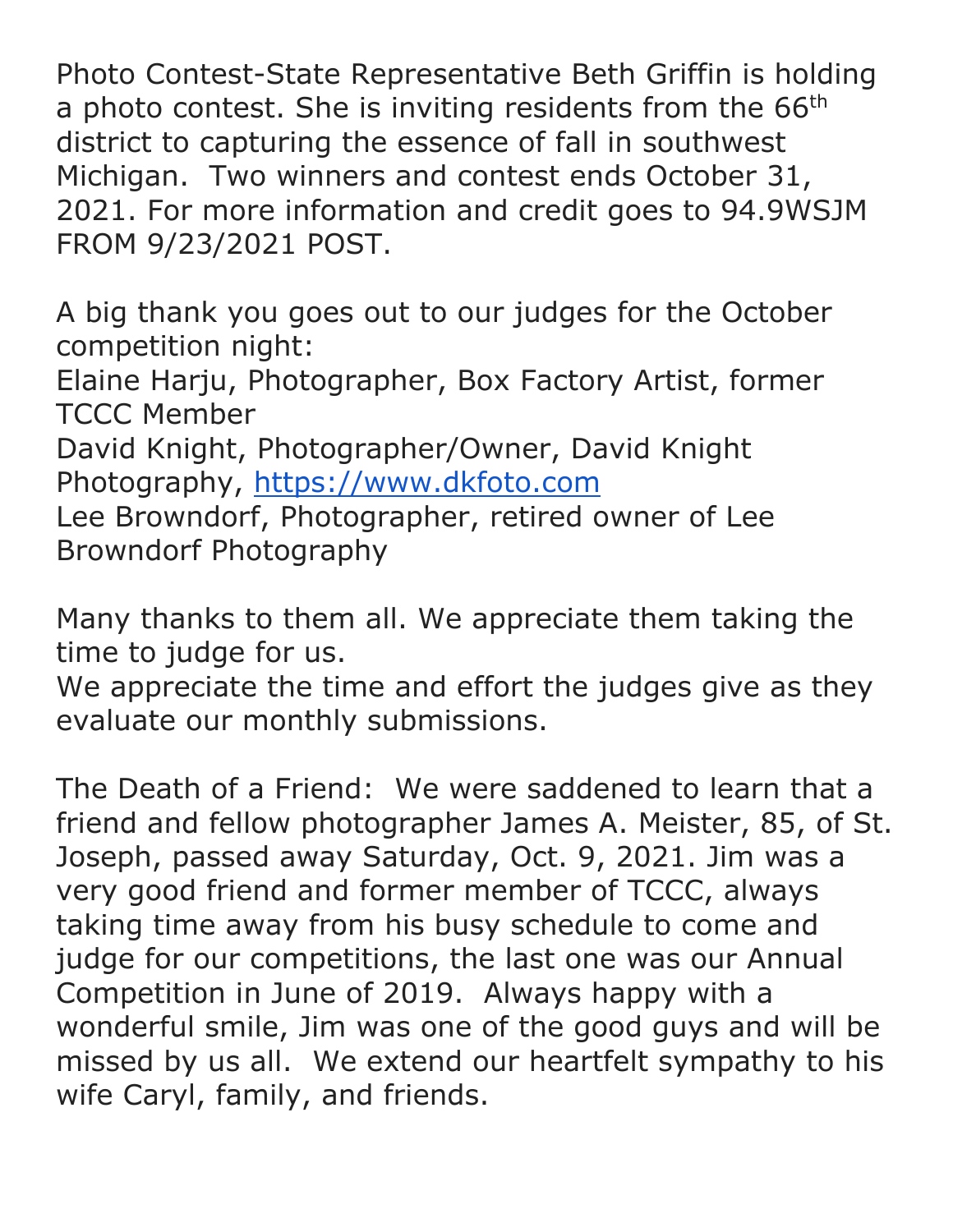Photo Contest-State Representative Beth Griffin is holding a photo contest. She is inviting residents from the 66th district to capturing the essence of fall in southwest Michigan. Two winners and contest ends October 31, 2021. For more information and credit goes to 94.9WSJM FROM 9/23/2021 POST.

A big thank you goes out to our judges for the October competition night:
Elaine Harju, Photographer, Box Factory Artist, former TCCC Member
David Knight, Photographer/Owner, David Knight Photography, https://www.dkfoto.com
Lee Browndorf, Photographer, retired owner of Lee Browndorf Photography

Many thanks to them all. We appreciate them taking the time to judge for us.
We appreciate the time and effort the judges give as they evaluate our monthly submissions.

The Death of a Friend: We were saddened to learn that a friend and fellow photographer James A. Meister, 85, of St. Joseph, passed away Saturday, Oct. 9, 2021. Jim was a very good friend and former member of TCCC, always taking time away from his busy schedule to come and judge for our competitions, the last one was our Annual Competition in June of 2019. Always happy with a wonderful smile, Jim was one of the good guys and will be missed by us all. We extend our heartfelt sympathy to his wife Caryl, family, and friends.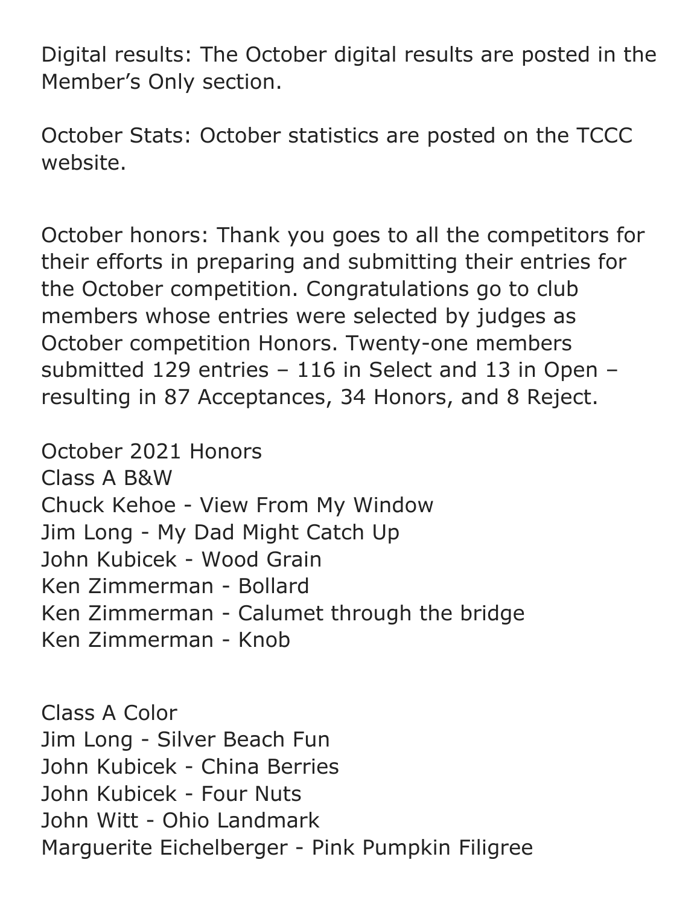Digital results: The October digital results are posted in the Member's Only section.

October Stats: October statistics are posted on the TCCC website.

October honors: Thank you goes to all the competitors for their efforts in preparing and submitting their entries for the October competition. Congratulations go to club members whose entries were selected by judges as October competition Honors. Twenty-one members submitted 129 entries – 116 in Select and 13 in Open – resulting in 87 Acceptances, 34 Honors, and 8 Reject.

October 2021 Honors
Class A B&W
Chuck Kehoe - View From My Window
Jim Long - My Dad Might Catch Up
John Kubicek - Wood Grain
Ken Zimmerman - Bollard
Ken Zimmerman - Calumet through the bridge
Ken Zimmerman - Knob

Class A Color
Jim Long - Silver Beach Fun
John Kubicek - China Berries
John Kubicek - Four Nuts
John Witt - Ohio Landmark
Marguerite Eichelberger - Pink Pumpkin Filigree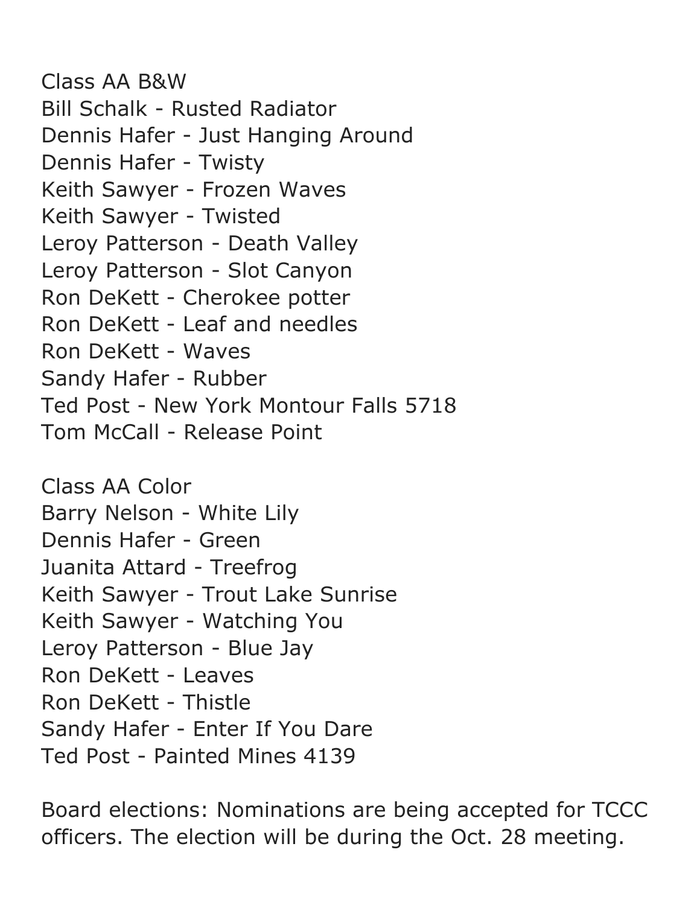Class AA B&W
Bill Schalk - Rusted Radiator
Dennis Hafer - Just Hanging Around
Dennis Hafer - Twisty
Keith Sawyer - Frozen Waves
Keith Sawyer - Twisted
Leroy Patterson - Death Valley
Leroy Patterson - Slot Canyon
Ron DeKett - Cherokee potter
Ron DeKett - Leaf and needles
Ron DeKett - Waves
Sandy Hafer - Rubber
Ted Post - New York Montour Falls 5718
Tom McCall - Release Point

Class AA Color
Barry Nelson - White Lily
Dennis Hafer - Green
Juanita Attard - Treefrog
Keith Sawyer - Trout Lake Sunrise
Keith Sawyer - Watching You
Leroy Patterson - Blue Jay
Ron DeKett - Leaves
Ron DeKett - Thistle
Sandy Hafer - Enter If You Dare
Ted Post - Painted Mines 4139

Board elections: Nominations are being accepted for TCCC officers. The election will be during the Oct. 28 meeting.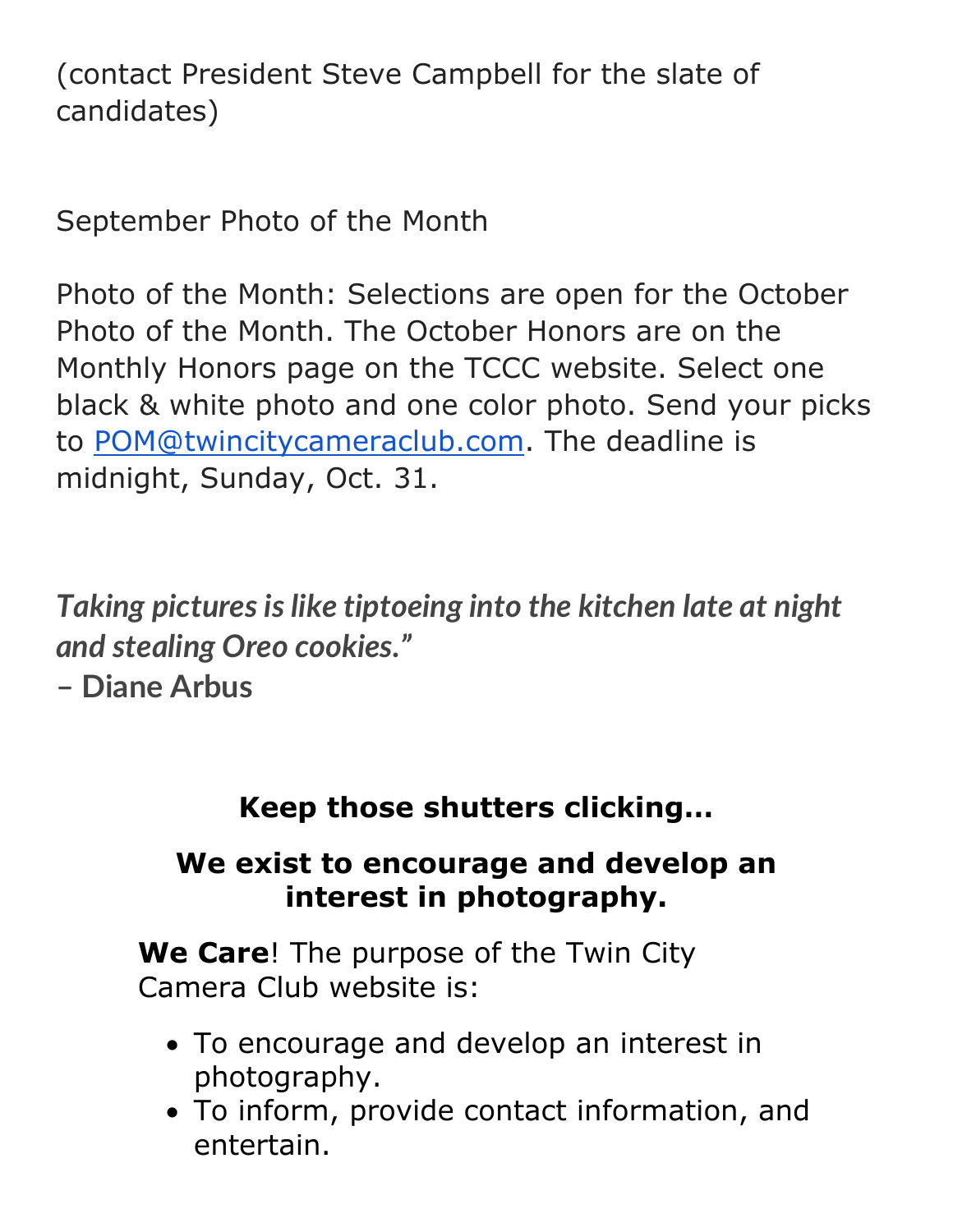(contact President Steve Campbell for the slate of candidates)

September Photo of the Month

Photo of the Month: Selections are open for the October Photo of the Month. The October Honors are on the Monthly Honors page on the TCCC website. Select one black & white photo and one color photo. Send your picks to [POM@twincitycameraclub.com](mailto:POM@twincitycameraclub.com). The deadline is midnight, Sunday, Oct. 31.

***Taking pictures is like tiptoeing into the kitchen late at night and stealing Oreo cookies.”***
**– Diane Arbus**

**Keep those shutters clicking…**

**We exist to encourage and develop an interest in photography.**

**We Care**! The purpose of the Twin City Camera Club website is:

- To encourage and develop an interest in photography.
- To inform, provide contact information, and entertain.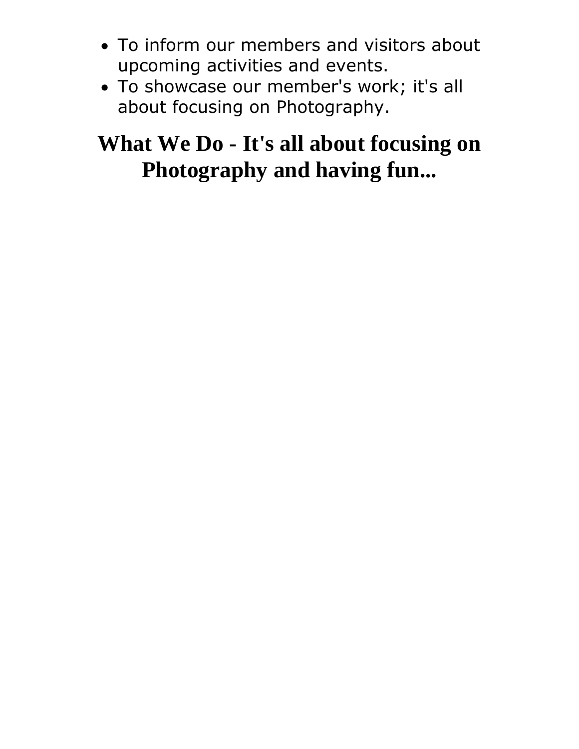- To inform our members and visitors about upcoming activities and events.
- To showcase our member's work; it's all about focusing on Photography.

## What We Do - It's all about focusing on Photography and having fun...